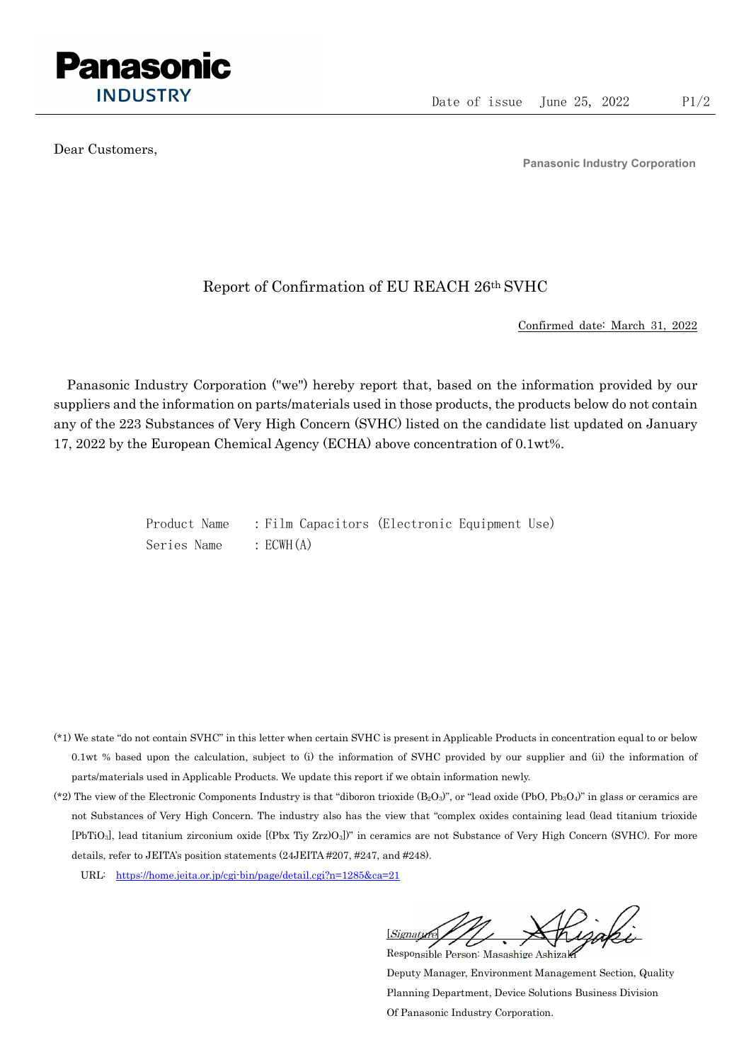**Panasonic**
**INDUSTRY**

Date of issue June 25, 2022

Dear Customers,

Panasonic Industry Corporation

# Report of Confirmation of EU REACH 26th SVHC

Confirmed date: March 31, 2022

Panasonic Industry Corporation ("we") hereby report that, based on the information provided by our suppliers and the information on parts/materials used in those products, the products below do not contain any of the 223 Substances of Very High Concern (SVHC) listed on the candidate list updated on January 17, 2022 by the European Chemical Agency (ECHA) above concentration of 0.1wt%.

Product Name : Film Capacitors (Electronic Equipment Use)
Series Name : ECWH(A)

(*1) We state "do not contain SVHC" in this letter when certain SVHC is present in Applicable Products in concentration equal to or below 0.1wt % based upon the calculation, subject to (i) the information of SVHC provided by our supplier and (ii) the information of parts/materials used in Applicable Products. We update this report if we obtain information newly.

(*2) The view of the Electronic Components Industry is that "diboron trioxide ($B_2O_3$)", or "lead oxide ($PbO$, $Pb_3O_4$)" in glass or ceramics are not Substances of Very High Concern. The industry also has the view that "complex oxides containing lead (lead titanium trioxide [$PbTiO_3$], lead titanium zirconium oxide [($Pbx$ $Tiy$ $Zrz$)$O_3$])" in ceramics are not Substance of Very High Concern (SVHC). For more details, refer to JEITA's position statements (24JEITA #207, #247, and #248).

URL: https://home.jeita.or.jp/cgi-bin/page/detail.cgi?n=1285&ca=21

[Signature]
Responsible Person: Masashige Ashizaki
Deputy Manager, Environment Management Section, Quality Planning Department, Device Solutions Business Division
Of Panasonic Industry Corporation.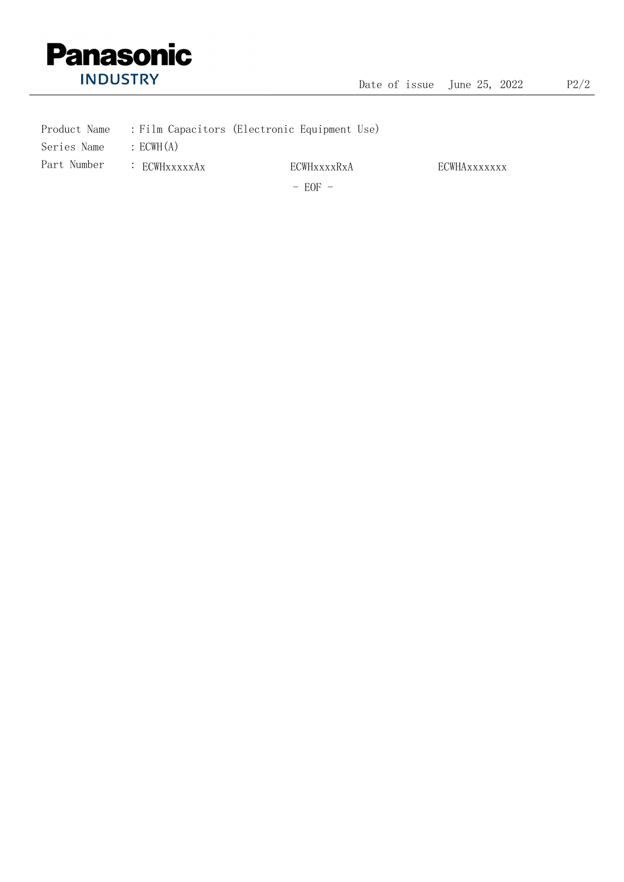Product Name : Film Capacitors (Electronic Equipment Use)

Series Name : ECWH(A)

Part Number : ECWHxxxxxAx ECWHxxxxRxA ECWHAxxxxxxx

- EOF -